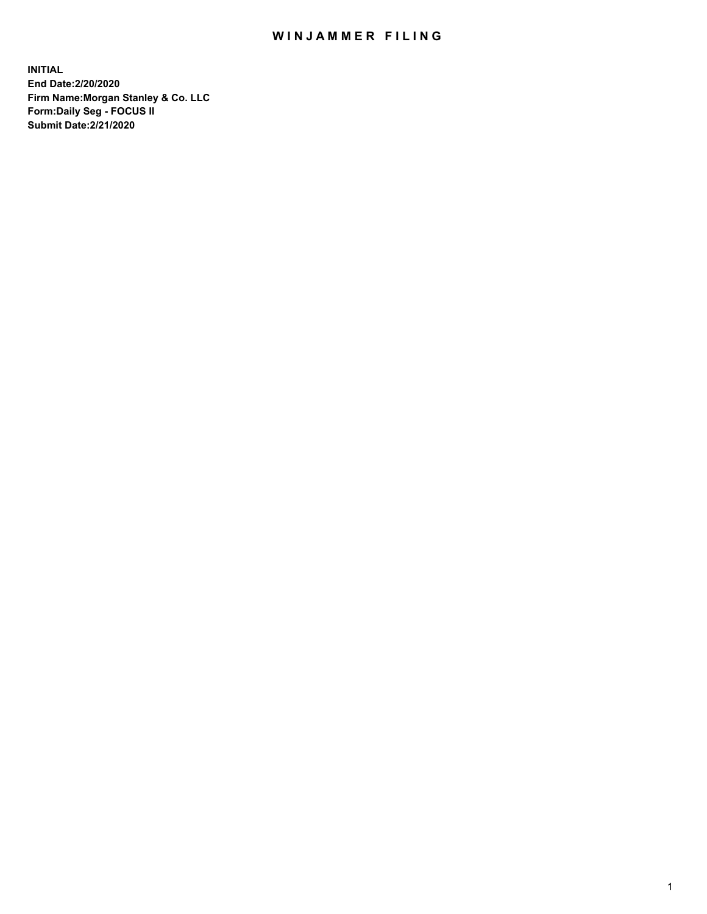# WINJAMMER FILING

**INITIAL**
**End Date:2/20/2020**
**Firm Name:Morgan Stanley & Co. LLC**
**Form:Daily Seg - FOCUS II**
**Submit Date:2/21/2020**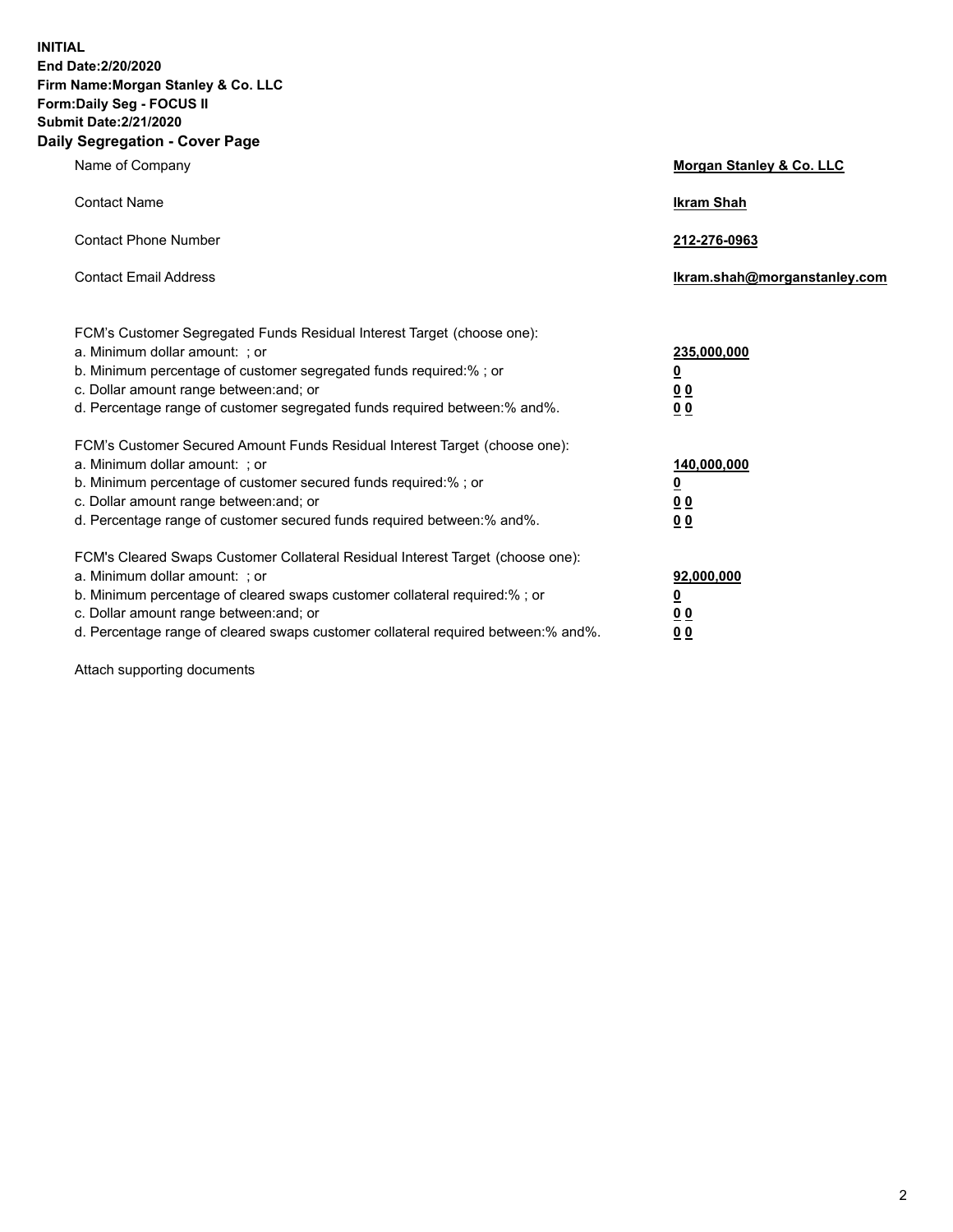**INITIAL**
**End Date:2/20/2020**
**Firm Name:Morgan Stanley & Co. LLC**
**Form:Daily Seg - FOCUS II**
**Submit Date:2/21/2020**

## Daily Segregation - Cover Page

| | |
|---|---|
| Name of Company | **Morgan Stanley & Co. LLC** |
| Contact Name | **Ikram Shah** |
| Contact Phone Number | **212-276-0963** |
| Contact Email Address | **Ikram.shah@morganstanley.com** |

| | |
|---|---|
| FCM's Customer Segregated Funds Residual Interest Target (choose one): | |
| a. Minimum dollar amount: ; or | **235,000,000** |
| b. Minimum percentage of customer segregated funds required:% ; or | **0** |
| c. Dollar amount range between:and; or | **0 0** |
| d. Percentage range of customer segregated funds required between:% and%. | **0 0** |
| FCM's Customer Secured Amount Funds Residual Interest Target (choose one): | |
| a. Minimum dollar amount: ; or | **140,000,000** |
| b. Minimum percentage of customer secured funds required:% ; or | **0** |
| c. Dollar amount range between:and; or | **0 0** |
| d. Percentage range of customer secured funds required between:% and%. | **0 0** |
| FCM's Cleared Swaps Customer Collateral Residual Interest Target (choose one): | |
| a. Minimum dollar amount: ; or | **92,000,000** |
| b. Minimum percentage of cleared swaps customer collateral required:% ; or | **0** |
| c. Dollar amount range between:and; or | **0 0** |
| d. Percentage range of cleared swaps customer collateral required between:% and%. | **0 0** |

Attach supporting documents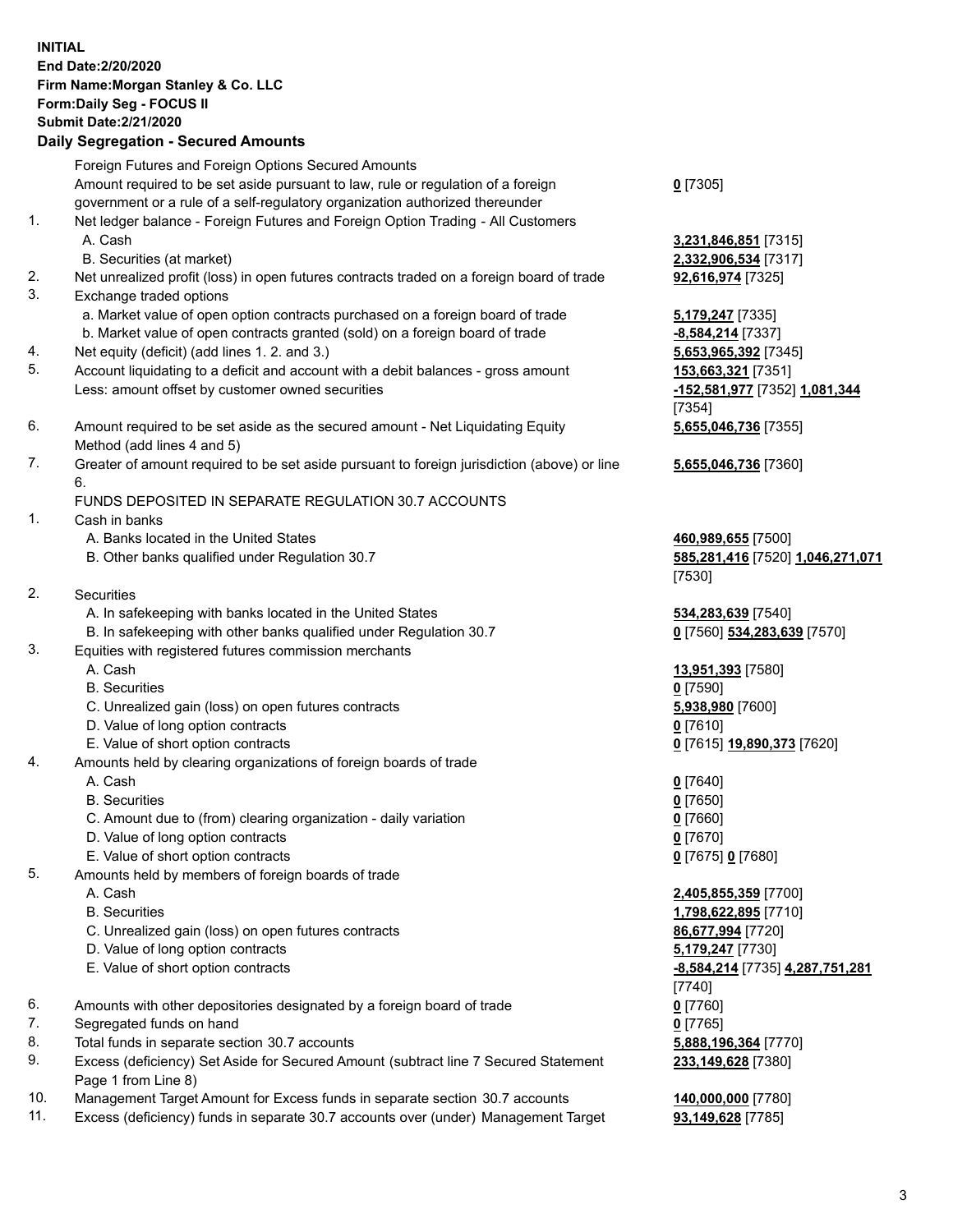**INITIAL**
**End Date:2/20/2020**
**Firm Name:Morgan Stanley & Co. LLC**
**Form:Daily Seg - FOCUS II**
**Submit Date:2/21/2020**

**Daily Segregation - Secured Amounts**

| | | |
|---|---|---|
| | Foreign Futures and Foreign Options Secured Amounts | |
| | Amount required to be set aside pursuant to law, rule or regulation of a foreign government or a rule of a self-regulatory organization authorized thereunder | **0** [7305] |
| 1. | Net ledger balance - Foreign Futures and Foreign Option Trading - All Customers | |
| | A. Cash | **3,231,846,851** [7315] |
| | B. Securities (at market) | **2,332,906,534** [7317] |
| 2. | Net unrealized profit (loss) in open futures contracts traded on a foreign board of trade | **92,616,974** [7325] |
| 3. | Exchange traded options | |
| | a. Market value of open option contracts purchased on a foreign board of trade | **5,179,247** [7335] |
| | b. Market value of open contracts granted (sold) on a foreign board of trade | **-8,584,214** [7337] |
| 4. | Net equity (deficit) (add lines 1. 2. and 3.) | **5,653,965,392** [7345] |
| 5. | Account liquidating to a deficit and account with a debit balances - gross amount | **153,663,321** [7351] |
| | Less: amount offset by customer owned securities | **-152,581,977** [7352] **1,081,344** [7354] |
| 6. | Amount required to be set aside as the secured amount - Net Liquidating Equity Method (add lines 4 and 5) | **5,655,046,736** [7355] |
| 7. | Greater of amount required to be set aside pursuant to foreign jurisdiction (above) or line 6. | **5,655,046,736** [7360] |
| | FUNDS DEPOSITED IN SEPARATE REGULATION 30.7 ACCOUNTS | |
| 1. | Cash in banks | |
| | A. Banks located in the United States | **460,989,655** [7500] |
| | B. Other banks qualified under Regulation 30.7 | **585,281,416** [7520] **1,046,271,071** [7530] |
| 2. | Securities | |
| | A. In safekeeping with banks located in the United States | **534,283,639** [7540] |
| | B. In safekeeping with other banks qualified under Regulation 30.7 | **0** [7560] **534,283,639** [7570] |
| 3. | Equities with registered futures commission merchants | |
| | A. Cash | **13,951,393** [7580] |
| | B. Securities | **0** [7590] |
| | C. Unrealized gain (loss) on open futures contracts | **5,938,980** [7600] |
| | D. Value of long option contracts | **0** [7610] |
| | E. Value of short option contracts | **0** [7615] **19,890,373** [7620] |
| 4. | Amounts held by clearing organizations of foreign boards of trade | |
| | A. Cash | **0** [7640] |
| | B. Securities | **0** [7650] |
| | C. Amount due to (from) clearing organization - daily variation | **0** [7660] |
| | D. Value of long option contracts | **0** [7670] |
| | E. Value of short option contracts | **0** [7675] **0** [7680] |
| 5. | Amounts held by members of foreign boards of trade | |
| | A. Cash | **2,405,855,359** [7700] |
| | B. Securities | **1,798,622,895** [7710] |
| | C. Unrealized gain (loss) on open futures contracts | **86,677,994** [7720] |
| | D. Value of long option contracts | **5,179,247** [7730] |
| | E. Value of short option contracts | **-8,584,214** [7735] **4,287,751,281** [7740] |
| 6. | Amounts with other depositories designated by a foreign board of trade | **0** [7760] |
| 7. | Segregated funds on hand | **0** [7765] |
| 8. | Total funds in separate section 30.7 accounts | **5,888,196,364** [7770] |
| 9. | Excess (deficiency) Set Aside for Secured Amount (subtract line 7 Secured Statement Page 1 from Line 8) | **233,149,628** [7380] |
| 10. | Management Target Amount for Excess funds in separate section 30.7 accounts | **140,000,000** [7780] |
| 11. | Excess (deficiency) funds in separate 30.7 accounts over (under) Management Target | **93,149,628** [7785] |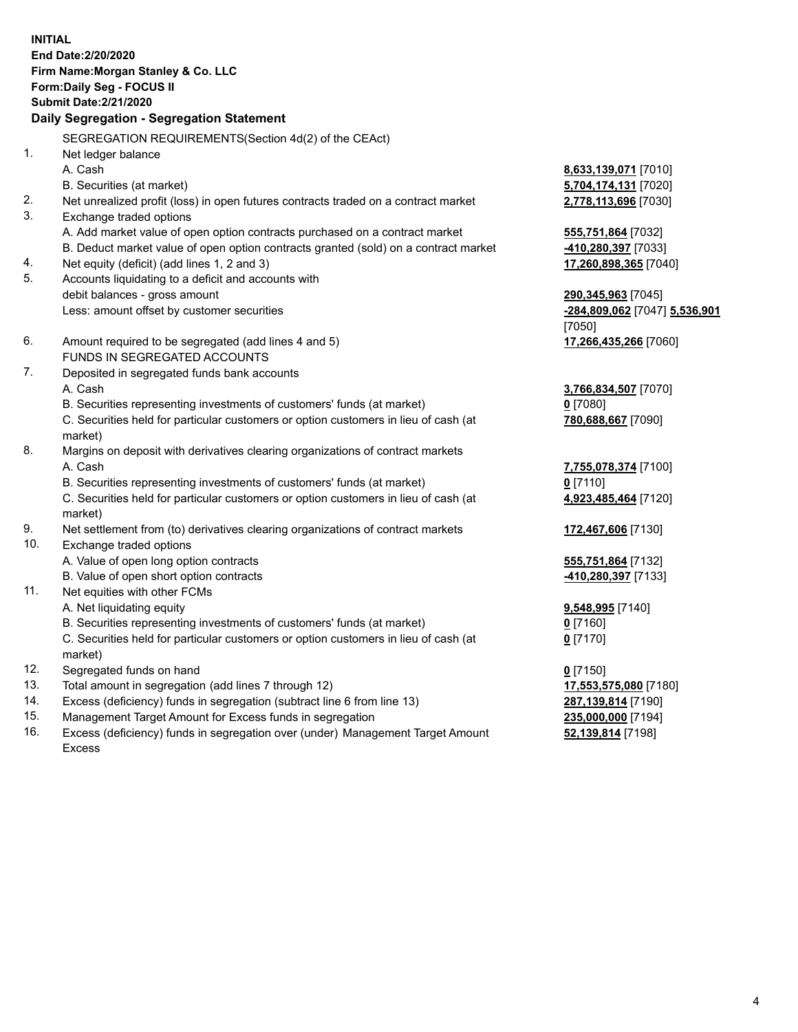**INITIAL**
**End Date:2/20/2020**
**Firm Name:Morgan Stanley & Co. LLC**
**Form:Daily Seg - FOCUS II**
**Submit Date:2/21/2020**

## Daily Segregation - Segregation Statement

SEGREGATION REQUIREMENTS(Section 4d(2) of the CEAct)

| | | |
|---|---|---|
| 1. | Net ledger balance | |
| | A. Cash | **8,633,139,071** [7010] |
| | B. Securities (at market) | **5,704,174,131** [7020] |
| 2. | Net unrealized profit (loss) in open futures contracts traded on a contract market | **2,778,113,696** [7030] |
| 3. | Exchange traded options | |
| | A. Add market value of open option contracts purchased on a contract market | **555,751,864** [7032] |
| | B. Deduct market value of open option contracts granted (sold) on a contract market | **-410,280,397** [7033] |
| 4. | Net equity (deficit) (add lines 1, 2 and 3) | **17,260,898,365** [7040] |
| 5. | Accounts liquidating to a deficit and accounts with debit balances - gross amount | **290,345,963** [7045] |
| | Less: amount offset by customer securities | **-284,809,062** [7047] **5,536,901** [7050] |
| 6. | Amount required to be segregated (add lines 4 and 5) | **17,266,435,266** [7060] |
| | FUNDS IN SEGREGATED ACCOUNTS | |
| 7. | Deposited in segregated funds bank accounts | |
| | A. Cash | **3,766,834,507** [7070] |
| | B. Securities representing investments of customers' funds (at market) | **0** [7080] |
| | C. Securities held for particular customers or option customers in lieu of cash (at market) | **780,688,667** [7090] |
| 8. | Margins on deposit with derivatives clearing organizations of contract markets | |
| | A. Cash | **7,755,078,374** [7100] |
| | B. Securities representing investments of customers' funds (at market) | **0** [7110] |
| | C. Securities held for particular customers or option customers in lieu of cash (at market) | **4,923,485,464** [7120] |
| 9. | Net settlement from (to) derivatives clearing organizations of contract markets | **172,467,606** [7130] |
| 10. | Exchange traded options | |
| | A. Value of open long option contracts | **555,751,864** [7132] |
| | B. Value of open short option contracts | **-410,280,397** [7133] |
| 11. | Net equities with other FCMs | |
| | A. Net liquidating equity | **9,548,995** [7140] |
| | B. Securities representing investments of customers' funds (at market) | **0** [7160] |
| | C. Securities held for particular customers or option customers in lieu of cash (at market) | **0** [7170] |
| 12. | Segregated funds on hand | **0** [7150] |
| 13. | Total amount in segregation (add lines 7 through 12) | **17,553,575,080** [7180] |
| 14. | Excess (deficiency) funds in segregation (subtract line 6 from line 13) | **287,139,814** [7190] |
| 15. | Management Target Amount for Excess funds in segregation | **235,000,000** [7194] |
| 16. | Excess (deficiency) funds in segregation over (under) Management Target Amount Excess | **52,139,814** [7198] |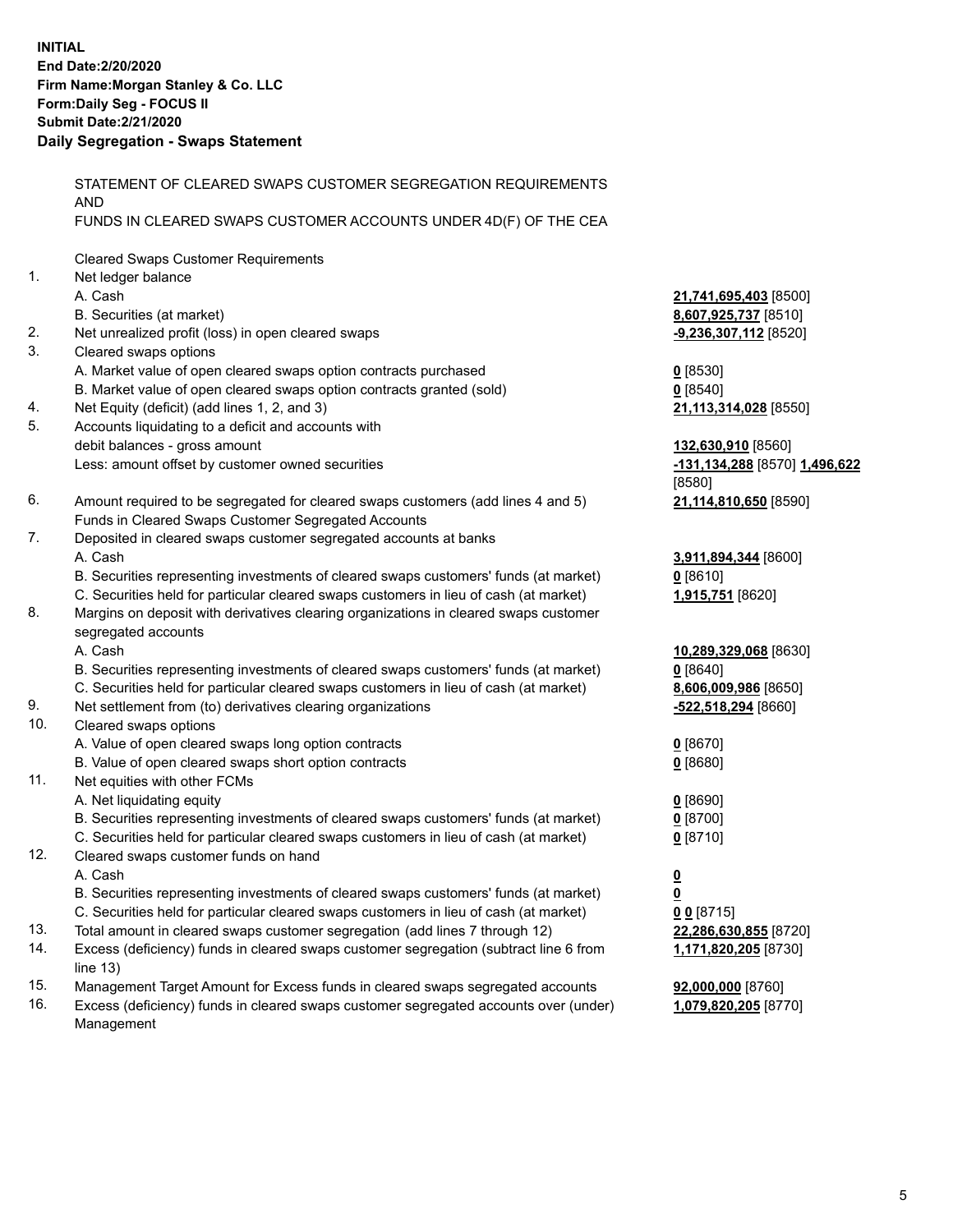**INITIAL**
**End Date:2/20/2020**
**Firm Name:Morgan Stanley & Co. LLC**
**Form:Daily Seg - FOCUS II**
**Submit Date:2/21/2020**
**Daily Segregation - Swaps Statement**

STATEMENT OF CLEARED SWAPS CUSTOMER SEGREGATION REQUIREMENTS AND FUNDS IN CLEARED SWAPS CUSTOMER ACCOUNTS UNDER 4D(F) OF THE CEA

| | | |
|---|---|---|
| | Cleared Swaps Customer Requirements | |
| 1. | Net ledger balance | |
| | A. Cash | **21,741,695,403** [8500] |
| | B. Securities (at market) | **8,607,925,737** [8510] |
| 2. | Net unrealized profit (loss) in open cleared swaps | **-9,236,307,112** [8520] |
| 3. | Cleared swaps options | |
| | A. Market value of open cleared swaps option contracts purchased | **0** [8530] |
| | B. Market value of open cleared swaps option contracts granted (sold) | **0** [8540] |
| 4. | Net Equity (deficit) (add lines 1, 2, and 3) | **21,113,314,028** [8550] |
| 5. | Accounts liquidating to a deficit and accounts with debit balances - gross amount | **132,630,910** [8560] |
| | Less: amount offset by customer owned securities | **-131,134,288** [8570] **1,496,622** [8580] |
| 6. | Amount required to be segregated for cleared swaps customers (add lines 4 and 5) | **21,114,810,650** [8590] |
| | Funds in Cleared Swaps Customer Segregated Accounts | |
| 7. | Deposited in cleared swaps customer segregated accounts at banks | |
| | A. Cash | **3,911,894,344** [8600] |
| | B. Securities representing investments of cleared swaps customers' funds (at market) | **0** [8610] |
| | C. Securities held for particular cleared swaps customers in lieu of cash (at market) | **1,915,751** [8620] |
| 8. | Margins on deposit with derivatives clearing organizations in cleared swaps customer segregated accounts | |
| | A. Cash | **10,289,329,068** [8630] |
| | B. Securities representing investments of cleared swaps customers' funds (at market) | **0** [8640] |
| | C. Securities held for particular cleared swaps customers in lieu of cash (at market) | **8,606,009,986** [8650] |
| 9. | Net settlement from (to) derivatives clearing organizations | **-522,518,294** [8660] |
| 10. | Cleared swaps options | |
| | A. Value of open cleared swaps long option contracts | **0** [8670] |
| | B. Value of open cleared swaps short option contracts | **0** [8680] |
| 11. | Net equities with other FCMs | |
| | A. Net liquidating equity | **0** [8690] |
| | B. Securities representing investments of cleared swaps customers' funds (at market) | **0** [8700] |
| | C. Securities held for particular cleared swaps customers in lieu of cash (at market) | **0** [8710] |
| 12. | Cleared swaps customer funds on hand | |
| | A. Cash | **0** |
| | B. Securities representing investments of cleared swaps customers' funds (at market) | **0** |
| | C. Securities held for particular cleared swaps customers in lieu of cash (at market) | **0** **0** [8715] |
| 13. | Total amount in cleared swaps customer segregation (add lines 7 through 12) | **22,286,630,855** [8720] |
| 14. | Excess (deficiency) funds in cleared swaps customer segregation (subtract line 6 from line 13) | **1,171,820,205** [8730] |
| 15. | Management Target Amount for Excess funds in cleared swaps segregated accounts | **92,000,000** [8760] |
| 16. | Excess (deficiency) funds in cleared swaps customer segregated accounts over (under) Management | **1,079,820,205** [8770] |